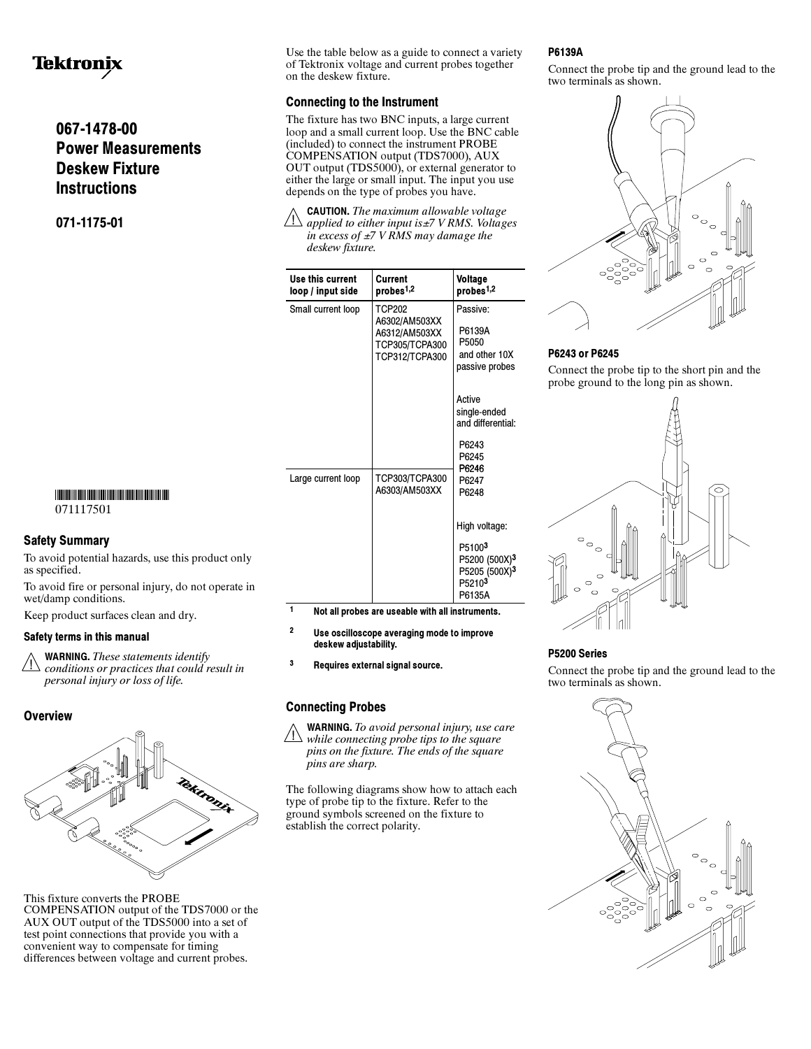Tektronix

# 067-1478-00 Power Measurements Deskew Fixture Instructions

## 071-1175-01

071117501

## Safety Summary

To avoid potential hazards, use this product only as specified.

To avoid fire or personal injury, do not operate in wet/damp conditions.

Keep product surfaces clean and dry.

### Safety terms in this manual

**WARNING.** *These statements identify conditions or practices that could result in personal injury or loss of life.*

## Overview

This fixture converts the PROBE COMPENSATION output of the TDS7000 or the AUX OUT output of the TDS5000 into a set of test point connections that provide you with a convenient way to compensate for timing differences between voltage and current probes.

Use the table below as a guide to connect a variety of Tektronix voltage and current probes together on the deskew fixture.

## Connecting to the Instrument

The fixture has two BNC inputs, a large current loop and a small current loop. Use the BNC cable (included) to connect the instrument PROBE COMPENSATION output (TDS7000), AUX OUT output (TDS5000), or external generator to either the large or small input. The input you use depends on the type of probes you have.

**CAUTION.** *The maximum allowable voltage applied to either input is±7 V RMS. Voltages in excess of ±7 V RMS may damage the deskew fixture.*

| Use this current loop / input side | Current probes[1,2] | Voltage probes[1,2] |
|---|---|---|
| Small current loop | TCP202<br>A6302/AM503XX<br>A6312/AM503XX<br>TCP305/TCPA300<br>TCP312/TCPA300 | Passive:<br>P6139A<br>P5050<br>and other 10X passive probes<br><br>Active single-ended and differential:<br>P6243<br>P6245<br>P6246 |
| Large current loop | TCP303/TCPA300<br>A6303/AM503XX | P6247<br>P6248<br><br>High voltage:<br>P5100[3]<br>P5200 (500X)[3]<br>P5205 (500X)[3]<br>P5210[3]<br>P6135A |

[1] Not all probes are useable with all instruments.

[2] Use oscilloscope averaging mode to improve deskew adjustability.

[3] Requires external signal source.

## Connecting Probes

**WARNING.** *To avoid personal injury, use care while connecting probe tips to the square pins on the fixture. The ends of the square pins are sharp.*

The following diagrams show how to attach each type of probe tip to the fixture. Refer to the ground symbols screened on the fixture to establish the correct polarity.

### P6139A

Connect the probe tip and the ground lead to the two terminals as shown.

### P6243 or P6245

Connect the probe tip to the short pin and the probe ground to the long pin as shown.

### P5200 Series

Connect the probe tip and the ground lead to the two terminals as shown.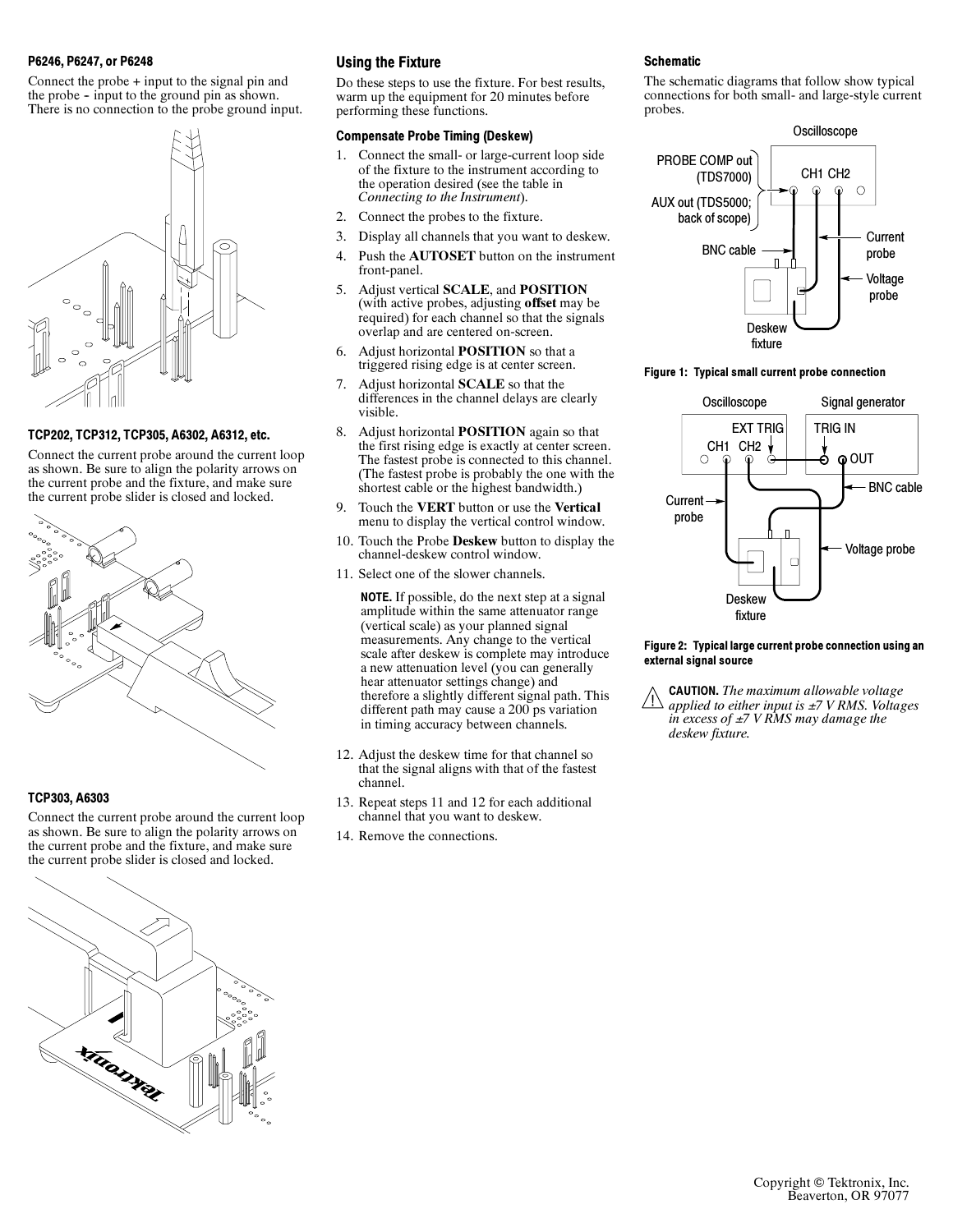### P6246, P6247, or P6248

Connect the probe + input to the signal pin and the probe - input to the ground pin as shown. There is no connection to the probe ground input.

### TCP202, TCP312, TCP305, A6302, A6312, etc.

Connect the current probe around the current loop as shown. Be sure to align the polarity arrows on the current probe and the fixture, and make sure the current probe slider is closed and locked.

### TCP303, A6303

Connect the current probe around the current loop as shown. Be sure to align the polarity arrows on the current probe and the fixture, and make sure the current probe slider is closed and locked.

## Using the Fixture

Do these steps to use the fixture. For best results, warm up the equipment for 20 minutes before performing these functions.

### Compensate Probe Timing (Deskew)

1. Connect the small- or large-current loop side of the fixture to the instrument according to the operation desired (see the table in *Connecting to the Instrument*).
2. Connect the probes to the fixture.
3. Display all channels that you want to deskew.
4. Push the **AUTOSET** button on the instrument front-panel.
5. Adjust vertical **SCALE**, and **POSITION** (with active probes, adjusting **offset** may be required) for each channel so that the signals overlap and are centered on-screen.
6. Adjust horizontal **POSITION** so that a triggered rising edge is at center screen.
7. Adjust horizontal **SCALE** so that the differences in the channel delays are clearly visible.
8. Adjust horizontal **POSITION** again so that the first rising edge is exactly at center screen. The fastest probe is connected to this channel. (The fastest probe is probably the one with the shortest cable or the highest bandwidth.)
9. Touch the **VERT** button or use the **Vertical** menu to display the vertical control window.
10. Touch the Probe **Deskew** button to display the channel-deskew control window.
11. Select one of the slower channels.

    **NOTE.** If possible, do the next step at a signal amplitude within the same attenuator range (vertical scale) as your planned signal measurements. Any change to the vertical scale after deskew is complete may introduce a new attenuation level (you can generally hear attenuator settings change) and therefore a slightly different signal path. This different path may cause a 200 ps variation in timing accuracy between channels.

12. Adjust the deskew time for that channel so that the signal aligns with that of the fastest channel.
13. Repeat steps 11 and 12 for each additional channel that you want to deskew.
14. Remove the connections.

### Schematic

The schematic diagrams that follow show typical connections for both small- and large-style current probes.

Oscilloscope
PROBE COMP out (TDS7000)
AUX out (TDS5000; back of scope)
CH1 CH2
BNC cable
Current probe
Voltage probe
Deskew fixture

**Figure 1: Typical small current probe connection**

Oscilloscope
Signal generator
EXT TRIG
TRIG IN
CH1 CH2
OUT
BNC cable
Current probe
Voltage probe
Deskew fixture

**Figure 2: Typical large current probe connection using an external signal source**

**CAUTION.** *The maximum allowable voltage applied to either input is ±7 V RMS. Voltages in excess of ±7 V RMS may damage the deskew fixture.*

Copyright © Tektronix, Inc.
Beaverton, OR 97077